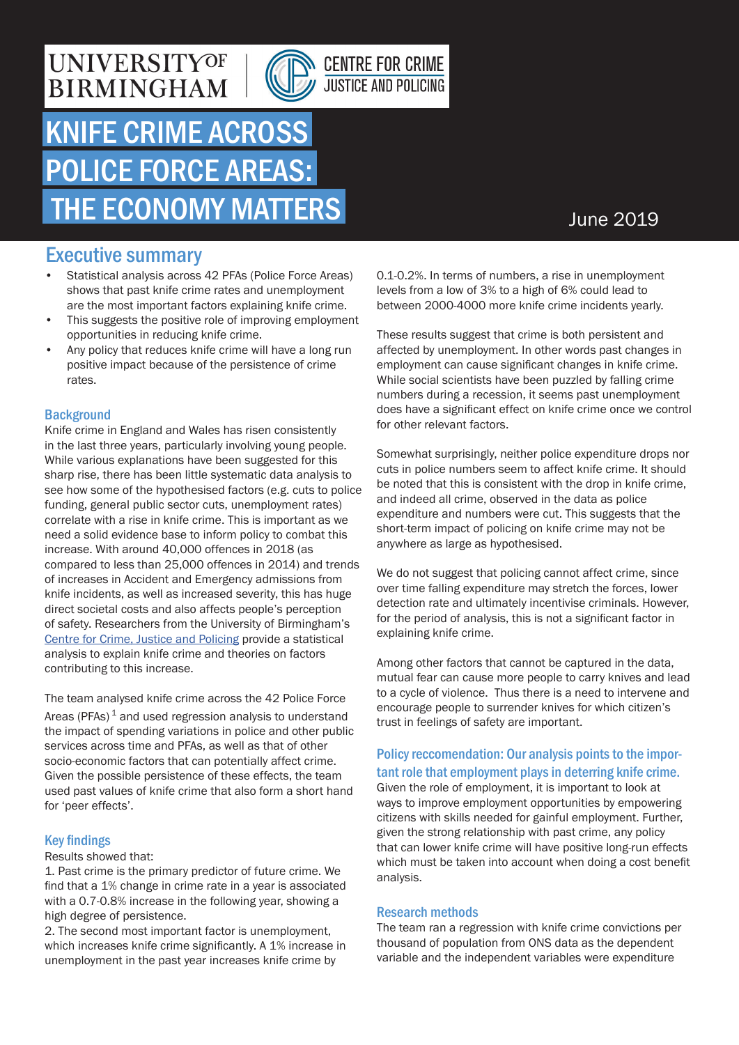UNIVERSITY OF BIRMINGHAM | CENTRE FOR CRIME JUSTICE AND POLICING

# KNIFE CRIME ACROSS POLICE FORCE AREAS: THE ECONOMY MATTERS

June 2019

## Executive summary

- Statistical analysis across 42 PFAs (Police Force Areas) shows that past knife crime rates and unemployment are the most important factors explaining knife crime.
- This suggests the positive role of improving employment opportunities in reducing knife crime.
- Any policy that reduces knife crime will have a long run positive impact because of the persistence of crime rates.

### Background

Knife crime in England and Wales has risen consistently in the last three years, particularly involving young people. While various explanations have been suggested for this sharp rise, there has been little systematic data analysis to see how some of the hypothesised factors (e.g. cuts to police funding, general public sector cuts, unemployment rates) correlate with a rise in knife crime. This is important as we need a solid evidence base to inform policy to combat this increase. With around 40,000 offences in 2018 (as compared to less than 25,000 offences in 2014) and trends of increases in Accident and Emergency admissions from knife incidents, as well as increased severity, this has huge direct societal costs and also affects people's perception of safety. Researchers from the University of Birmingham's Centre for Crime, Justice and Policing provide a statistical analysis to explain knife crime and theories on factors contributing to this increase.

The team analysed knife crime across the 42 Police Force Areas (PFAs) [1] and used regression analysis to understand the impact of spending variations in police and other public services across time and PFAs, as well as that of other socio-economic factors that can potentially affect crime. Given the possible persistence of these effects, the team used past values of knife crime that also form a short hand for 'peer effects'.

### Key findings

Results showed that:

1. Past crime is the primary predictor of future crime. We find that a 1% change in crime rate in a year is associated with a 0.7-0.8% increase in the following year, showing a high degree of persistence.
2. The second most important factor is unemployment, which increases knife crime significantly. A 1% increase in unemployment in the past year increases knife crime by 0.1-0.2%. In terms of numbers, a rise in unemployment levels from a low of 3% to a high of 6% could lead to between 2000-4000 more knife crime incidents yearly.

These results suggest that crime is both persistent and affected by unemployment. In other words past changes in employment can cause significant changes in knife crime. While social scientists have been puzzled by falling crime numbers during a recession, it seems past unemployment does have a significant effect on knife crime once we control for other relevant factors.

Somewhat surprisingly, neither police expenditure drops nor cuts in police numbers seem to affect knife crime. It should be noted that this is consistent with the drop in knife crime, and indeed all crime, observed in the data as police expenditure and numbers were cut. This suggests that the short-term impact of policing on knife crime may not be anywhere as large as hypothesised.

We do not suggest that policing cannot affect crime, since over time falling expenditure may stretch the forces, lower detection rate and ultimately incentivise criminals. However, for the period of analysis, this is not a significant factor in explaining knife crime.

Among other factors that cannot be captured in the data, mutual fear can cause more people to carry knives and lead to a cycle of violence. Thus there is a need to intervene and encourage people to surrender knives for which citizen's trust in feelings of safety are important.

### Policy reccomendation: Our analysis points to the important role that employment plays in deterring knife crime.

Given the role of employment, it is important to look at ways to improve employment opportunities by empowering citizens with skills needed for gainful employment. Further, given the strong relationship with past crime, any policy that can lower knife crime will have positive long-run effects which must be taken into account when doing a cost benefit analysis.

### Research methods

The team ran a regression with knife crime convictions per thousand of population from ONS data as the dependent variable and the independent variables were expenditure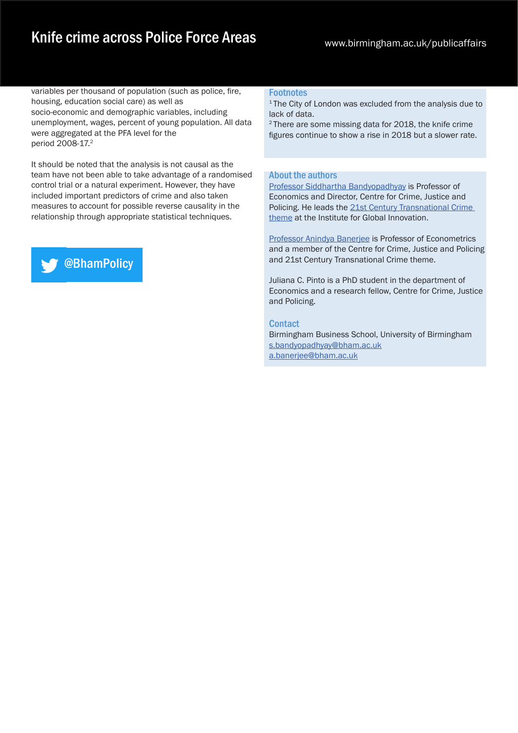variables per thousand of population (such as police, fire, housing, education social care) as well as socio-economic and demographic variables, including unemployment, wages, percent of young population. All data were aggregated at the PFA level for the period 2008-17.[2]

It should be noted that the analysis is not causal as the team have not been able to take advantage of a randomised control trial or a natural experiment. However, they have included important predictors of crime and also taken measures to account for possible reverse causality in the relationship through appropriate statistical techniques.

@BhamPolicy

## Footnotes

[1] The City of London was excluded from the analysis due to lack of data.

[2] There are some missing data for 2018, the knife crime figures continue to show a rise in 2018 but a slower rate.

## About the authors

Professor Siddhartha Bandyopadhyay is Professor of Economics and Director, Centre for Crime, Justice and Policing. He leads the 21st Century Transnational Crime theme at the Institute for Global Innovation.

Professor Anindya Banerjee is Professor of Econometrics and a member of the Centre for Crime, Justice and Policing and 21st Century Transnational Crime theme.

Juliana C. Pinto is a PhD student in the department of Economics and a research fellow, Centre for Crime, Justice and Policing.

## Contact

Birmingham Business School, University of Birmingham
s.bandyopadhyay@bham.ac.uk
a.banerjee@bham.ac.uk